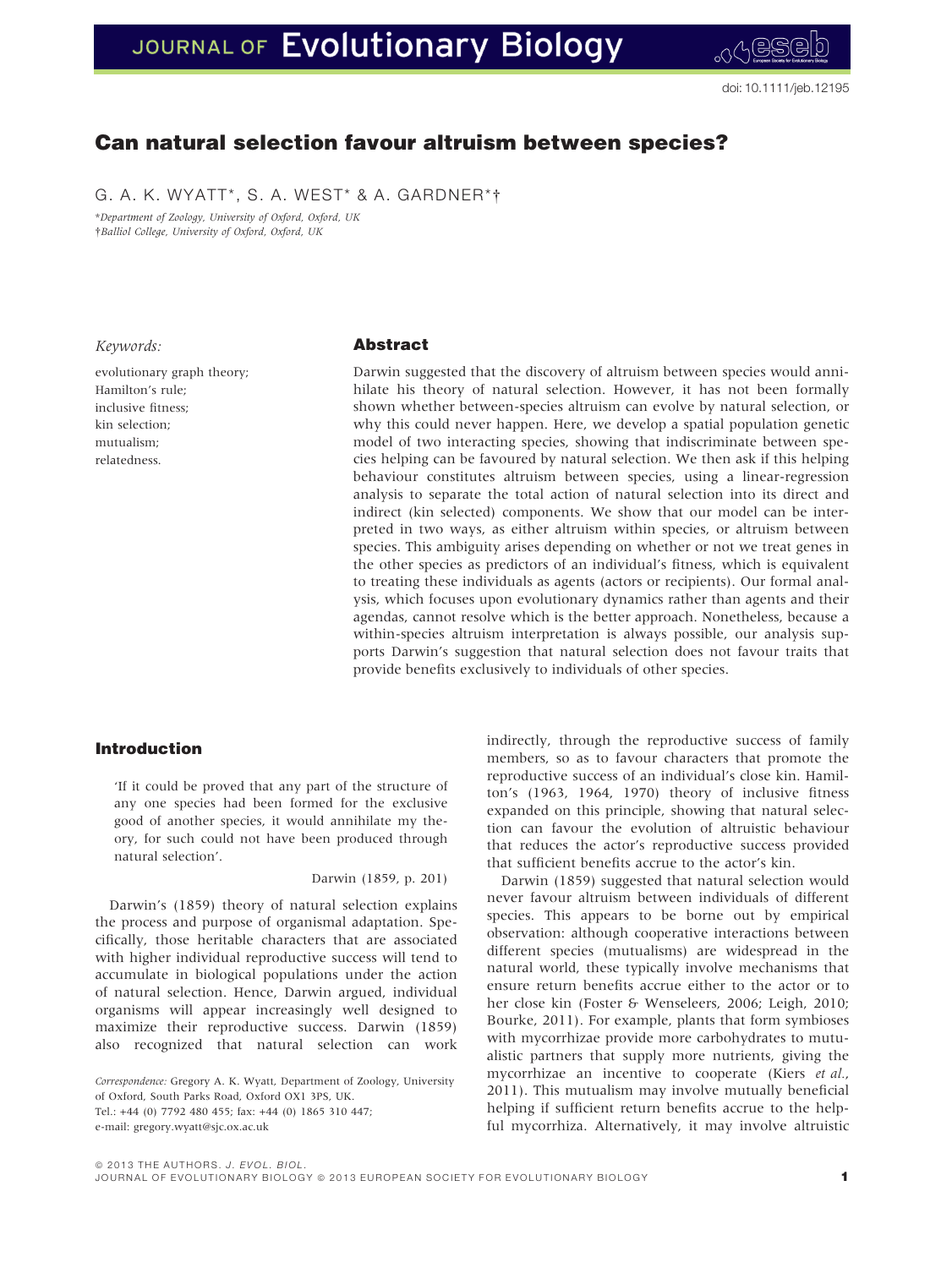# Can natural selection favour altruism between species?

G. A. K. WYATT*, S. A. WEST* & A. GARDNER*†

*Department of Zoology, University of Oxford, Oxford, UK
†Balliol College, University of Oxford, Oxford, UK

*Keywords:*

evolutionary graph theory;
Hamilton's rule;
inclusive fitness;
kin selection;
mutualism;
relatedness.

## Abstract

Darwin suggested that the discovery of altruism between species would annihilate his theory of natural selection. However, it has not been formally shown whether between-species altruism can evolve by natural selection, or why this could never happen. Here, we develop a spatial population genetic model of two interacting species, showing that indiscriminate between species helping can be favoured by natural selection. We then ask if this helping behaviour constitutes altruism between species, using a linear-regression analysis to separate the total action of natural selection into its direct and indirect (kin selected) components. We show that our model can be interpreted in two ways, as either altruism within species, or altruism between species. This ambiguity arises depending on whether or not we treat genes in the other species as predictors of an individual's fitness, which is equivalent to treating these individuals as agents (actors or recipients). Our formal analysis, which focuses upon evolutionary dynamics rather than agents and their agendas, cannot resolve which is the better approach. Nonetheless, because a within-species altruism interpretation is always possible, our analysis supports Darwin's suggestion that natural selection does not favour traits that provide benefits exclusively to individuals of other species.

## Introduction

> 'If it could be proved that any part of the structure of any one species had been formed for the exclusive good of another species, it would annihilate my theory, for such could not have been produced through natural selection'.
>
> Darwin (1859, p. 201)

Darwin's (1859) theory of natural selection explains the process and purpose of organismal adaptation. Specifically, those heritable characters that are associated with higher individual reproductive success will tend to accumulate in biological populations under the action of natural selection. Hence, Darwin argued, individual organisms will appear increasingly well designed to maximize their reproductive success. Darwin (1859) also recognized that natural selection can work indirectly, through the reproductive success of family members, so as to favour characters that promote the reproductive success of an individual's close kin. Hamilton's (1963, 1964, 1970) theory of inclusive fitness expanded on this principle, showing that natural selection can favour the evolution of altruistic behaviour that reduces the actor's reproductive success provided that sufficient benefits accrue to the actor's kin.

Darwin (1859) suggested that natural selection would never favour altruism between individuals of different species. This appears to be borne out by empirical observation: although cooperative interactions between different species (mutualisms) are widespread in the natural world, these typically involve mechanisms that ensure return benefits accrue either to the actor or to her close kin (Foster & Wenseleers, 2006; Leigh, 2010; Bourke, 2011). For example, plants that form symbioses with mycorrhizae provide more carbohydrates to mutualistic partners that supply more nutrients, giving the mycorrhizae an incentive to cooperate (Kiers *et al.*, 2011). This mutualism may involve mutually beneficial helping if sufficient return benefits accrue to the helpful mycorrhiza. Alternatively, it may involve altruistic

*Correspondence:* Gregory A. K. Wyatt, Department of Zoology, University of Oxford, South Parks Road, Oxford OX1 3PS, UK.
Tel.: +44 (0) 7792 480 455; fax: +44 (0) 1865 310 447;
e-mail: gregory.wyatt@sjc.ox.ac.uk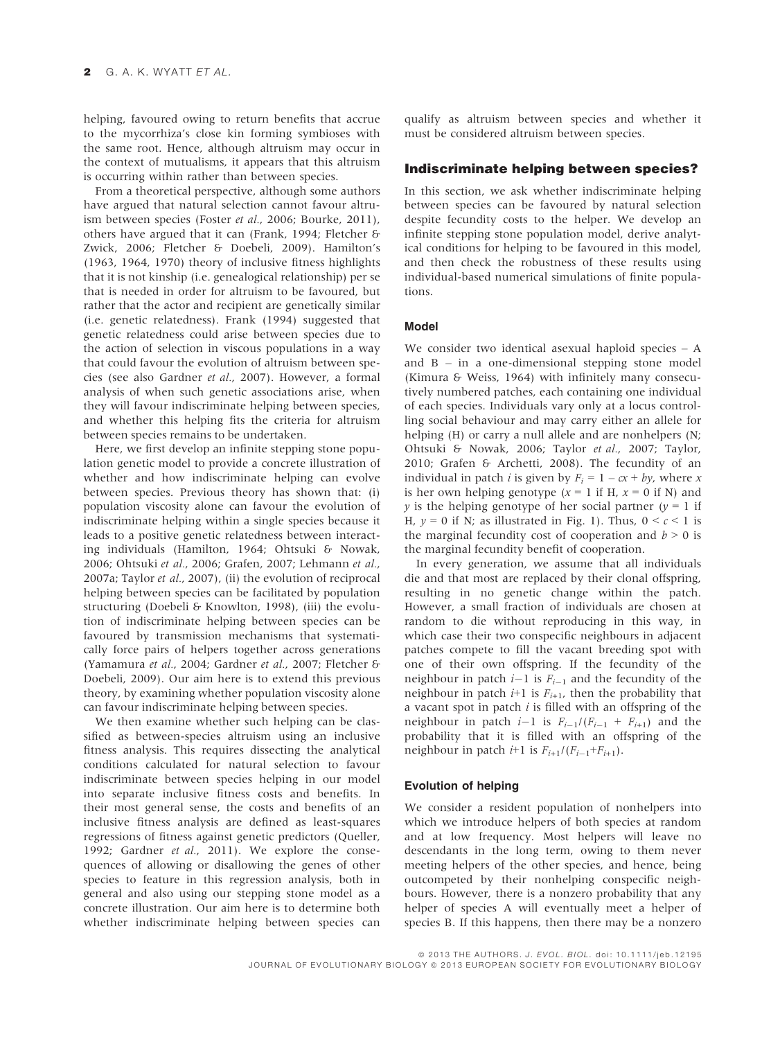helping, favoured owing to return benefits that accrue to the mycorrhiza's close kin forming symbioses with the same root. Hence, although altruism may occur in the context of mutualisms, it appears that this altruism is occurring within rather than between species.

From a theoretical perspective, although some authors have argued that natural selection cannot favour altruism between species (Foster *et al.*, 2006; Bourke, 2011), others have argued that it can (Frank, 1994; Fletcher & Zwick, 2006; Fletcher & Doebeli, 2009). Hamilton's (1963, 1964, 1970) theory of inclusive fitness highlights that it is not kinship (i.e. genealogical relationship) per se that is needed in order for altruism to be favoured, but rather that the actor and recipient are genetically similar (i.e. genetic relatedness). Frank (1994) suggested that genetic relatedness could arise between species due to the action of selection in viscous populations in a way that could favour the evolution of altruism between species (see also Gardner *et al.*, 2007). However, a formal analysis of when such genetic associations arise, when they will favour indiscriminate helping between species, and whether this helping fits the criteria for altruism between species remains to be undertaken.

Here, we first develop an infinite stepping stone population genetic model to provide a concrete illustration of whether and how indiscriminate helping can evolve between species. Previous theory has shown that: (i) population viscosity alone can favour the evolution of indiscriminate helping within a single species because it leads to a positive genetic relatedness between interacting individuals (Hamilton, 1964; Ohtsuki & Nowak, 2006; Ohtsuki *et al.*, 2006; Grafen, 2007; Lehmann *et al.*, 2007a; Taylor *et al.*, 2007), (ii) the evolution of reciprocal helping between species can be facilitated by population structuring (Doebeli & Knowlton, 1998), (iii) the evolution of indiscriminate helping between species can be favoured by transmission mechanisms that systematically force pairs of helpers together across generations (Yamamura *et al.*, 2004; Gardner *et al.*, 2007; Fletcher & Doebeli, 2009). Our aim here is to extend this previous theory, by examining whether population viscosity alone can favour indiscriminate helping between species.

We then examine whether such helping can be classified as between-species altruism using an inclusive fitness analysis. This requires dissecting the analytical conditions calculated for natural selection to favour indiscriminate between species helping in our model into separate inclusive fitness costs and benefits. In their most general sense, the costs and benefits of an inclusive fitness analysis are defined as least-squares regressions of fitness against genetic predictors (Queller, 1992; Gardner *et al.*, 2011). We explore the consequences of allowing or disallowing the genes of other species to feature in this regression analysis, both in general and also using our stepping stone model as a concrete illustration. Our aim here is to determine both whether indiscriminate helping between species can qualify as altruism between species and whether it must be considered altruism between species.

## Indiscriminate helping between species?

In this section, we ask whether indiscriminate helping between species can be favoured by natural selection despite fecundity costs to the helper. We develop an infinite stepping stone population model, derive analytical conditions for helping to be favoured in this model, and then check the robustness of these results using individual-based numerical simulations of finite populations.

### Model

We consider two identical asexual haploid species – A and B – in a one-dimensional stepping stone model (Kimura & Weiss, 1964) with infinitely many consecutively numbered patches, each containing one individual of each species. Individuals vary only at a locus controlling social behaviour and may carry either an allele for helping (H) or carry a null allele and are nonhelpers (N; Ohtsuki & Nowak, 2006; Taylor *et al.*, 2007; Taylor, 2010; Grafen & Archetti, 2008). The fecundity of an individual in patch $i$ is given by $F_i = 1 - cx + by$, where $x$ is her own helping genotype ($x = 1$ if H, $x = 0$ if N) and $y$ is the helping genotype of her social partner ($y = 1$ if H, $y = 0$ if N; as illustrated in Fig. 1). Thus, $0 < c < 1$ is the marginal fecundity cost of cooperation and $b > 0$ is the marginal fecundity benefit of cooperation.

In every generation, we assume that all individuals die and that most are replaced by their clonal offspring, resulting in no genetic change within the patch. However, a small fraction of individuals are chosen at random to die without reproducing in this way, in which case their two conspecific neighbours in adjacent patches compete to fill the vacant breeding spot with one of their own offspring. If the fecundity of the neighbour in patch $i-1$ is $F_{i-1}$ and the fecundity of the neighbour in patch $i+1$ is $F_{i+1}$, then the probability that a vacant spot in patch $i$ is filled with an offspring of the neighbour in patch $i-1$ is $F_{i-1}/(F_{i-1} + F_{i+1})$ and the probability that it is filled with an offspring of the neighbour in patch $i+1$ is $F_{i+1}/(F_{i-1}+F_{i+1})$.

### Evolution of helping

We consider a resident population of nonhelpers into which we introduce helpers of both species at random and at low frequency. Most helpers will leave no descendants in the long term, owing to them never meeting helpers of the other species, and hence, being outcompeted by their nonhelping conspecific neighbours. However, there is a nonzero probability that any helper of species A will eventually meet a helper of species B. If this happens, then there may be a nonzero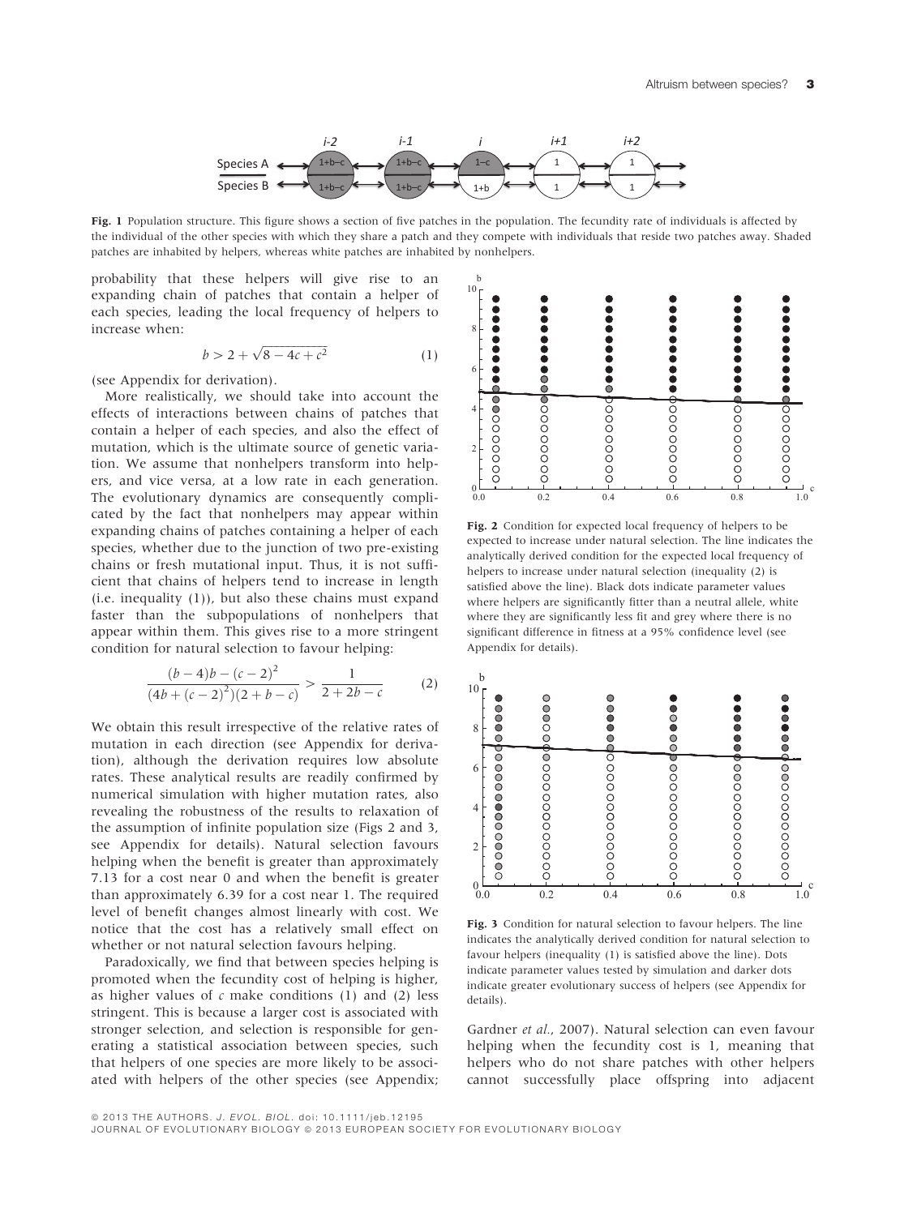Fig. 1 Population structure. This figure shows a section of five patches in the population. The fecundity rate of individuals is affected by the individual of the other species with which they share a patch and they compete with individuals that reside two patches away. Shaded patches are inhabited by helpers, whereas white patches are inhabited by nonhelpers.

probability that these helpers will give rise to an expanding chain of patches that contain a helper of each species, leading the local frequency of helpers to increase when:

$$b > 2 + \sqrt{8 - 4c + c^2} \tag{1}$$

(see Appendix for derivation).

More realistically, we should take into account the effects of interactions between chains of patches that contain a helper of each species, and also the effect of mutation, which is the ultimate source of genetic variation. We assume that nonhelpers transform into helpers, and vice versa, at a low rate in each generation. The evolutionary dynamics are consequently complicated by the fact that nonhelpers may appear within expanding chains of patches containing a helper of each species, whether due to the junction of two pre-existing chains or fresh mutational input. Thus, it is not sufficient that chains of helpers tend to increase in length (i.e. inequality (1)), but also these chains must expand faster than the subpopulations of nonhelpers that appear within them. This gives rise to a more stringent condition for natural selection to favour helping:

$$\frac{(b-4)b - (c-2)^2}{(4b + (c-2)^2)(2 + b - c)} > \frac{1}{2 + 2b - c} \tag{2}$$

We obtain this result irrespective of the relative rates of mutation in each direction (see Appendix for derivation), although the derivation requires low absolute rates. These analytical results are readily confirmed by numerical simulation with higher mutation rates, also revealing the robustness of the results to relaxation of the assumption of infinite population size (Figs 2 and 3, see Appendix for details). Natural selection favours helping when the benefit is greater than approximately 7.13 for a cost near 0 and when the benefit is greater than approximately 6.39 for a cost near 1. The required level of benefit changes almost linearly with cost. We notice that the cost has a relatively small effect on whether or not natural selection favours helping.

Paradoxically, we find that between species helping is promoted when the fecundity cost of helping is higher, as higher values of $c$ make conditions (1) and (2) less stringent. This is because a larger cost is associated with stronger selection, and selection is responsible for generating a statistical association between species, such that helpers of one species are more likely to be associated with helpers of the other species (see Appendix; Gardner *et al.*, 2007). Natural selection can even favour helping when the fecundity cost is 1, meaning that helpers who do not share patches with other helpers cannot successfully place offspring into adjacent

Fig. 2 Condition for expected local frequency of helpers to be expected to increase under natural selection. The line indicates the analytically derived condition for the expected local frequency of helpers to increase under natural selection (inequality (2) is satisfied above the line). Black dots indicate parameter values where helpers are significantly fitter than a neutral allele, white where they are significantly less fit and grey where there is no significant difference in fitness at a 95% confidence level (see Appendix for details).

Fig. 3 Condition for natural selection to favour helpers. The line indicates the analytically derived condition for natural selection to favour helpers (inequality (1) is satisfied above the line). Dots indicate parameter values tested by simulation and darker dots indicate greater evolutionary success of helpers (see Appendix for details).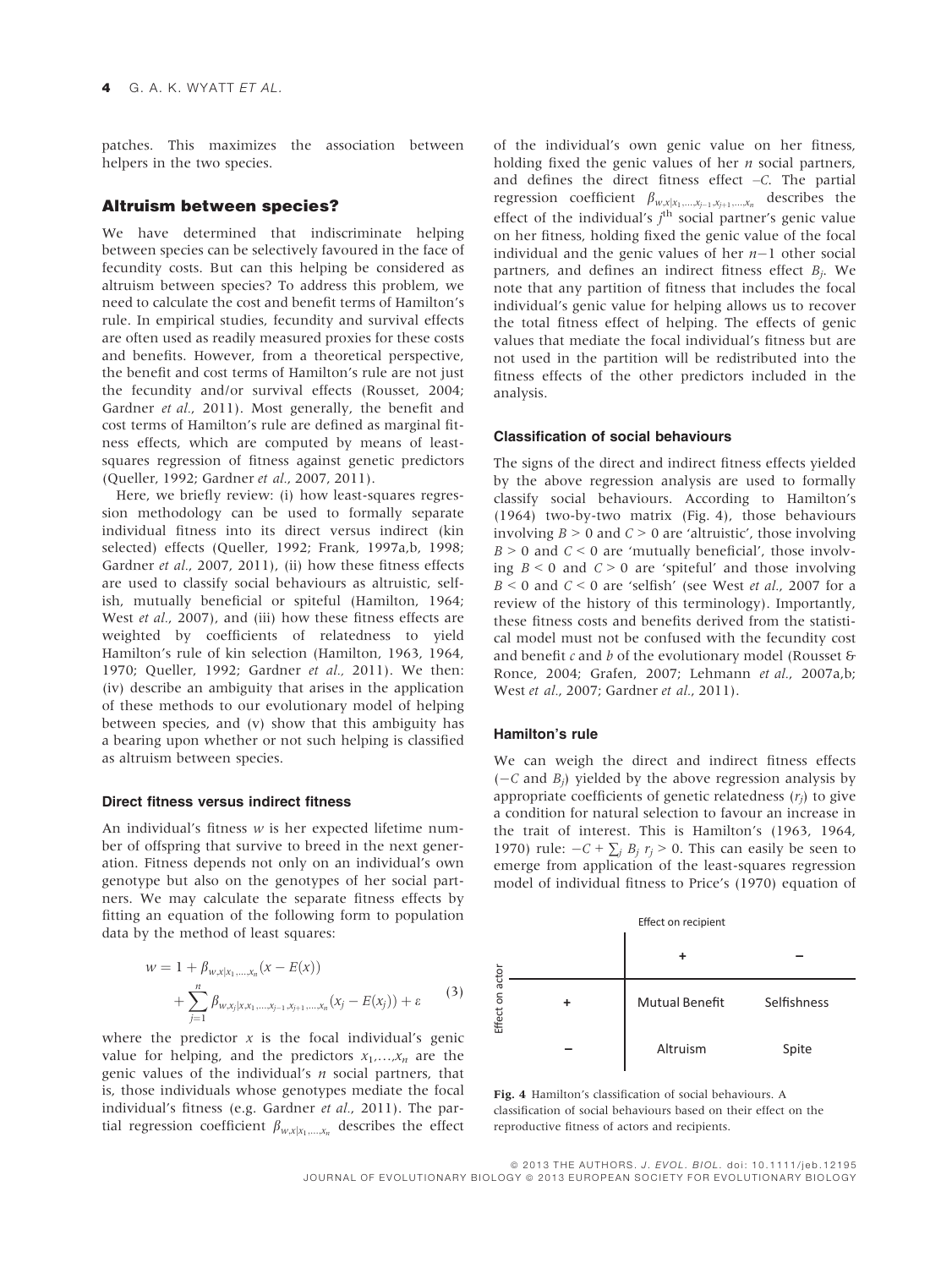patches. This maximizes the association between helpers in the two species.

## Altruism between species?

We have determined that indiscriminate helping between species can be selectively favoured in the face of fecundity costs. But can this helping be considered as altruism between species? To address this problem, we need to calculate the cost and benefit terms of Hamilton's rule. In empirical studies, fecundity and survival effects are often used as readily measured proxies for these costs and benefits. However, from a theoretical perspective, the benefit and cost terms of Hamilton's rule are not just the fecundity and/or survival effects (Rousset, 2004; Gardner *et al.*, 2011). Most generally, the benefit and cost terms of Hamilton's rule are defined as marginal fitness effects, which are computed by means of least-squares regression of fitness against genetic predictors (Queller, 1992; Gardner *et al.*, 2007, 2011).

Here, we briefly review: (i) how least-squares regression methodology can be used to formally separate individual fitness into its direct versus indirect (kin selected) effects (Queller, 1992; Frank, 1997a,b, 1998; Gardner *et al.*, 2007, 2011), (ii) how these fitness effects are used to classify social behaviours as altruistic, selfish, mutually beneficial or spiteful (Hamilton, 1964; West *et al.*, 2007), and (iii) how these fitness effects are weighted by coefficients of relatedness to yield Hamilton's rule of kin selection (Hamilton, 1963, 1964, 1970; Queller, 1992; Gardner *et al.*, 2011). We then: (iv) describe an ambiguity that arises in the application of these methods to our evolutionary model of helping between species, and (v) show that this ambiguity has a bearing upon whether or not such helping is classified as altruism between species.

### Direct fitness versus indirect fitness

An individual's fitness $w$ is her expected lifetime number of offspring that survive to breed in the next generation. Fitness depends not only on an individual's own genotype but also on the genotypes of her social partners. We may calculate the separate fitness effects by fitting an equation of the following form to population data by the method of least squares:

$$w = 1 + \beta_{w,x|x_1,\ldots,x_n}(x - E(x)) + \sum_{j=1}^{n} \beta_{w,x_j|x,x_1,\ldots,x_{j-1},x_{j+1},\ldots,x_n}(x_j - E(x_j)) + \varepsilon \tag{3}$$

where the predictor $x$ is the focal individual's genic value for helping, and the predictors $x_1,\ldots,x_n$ are the genic values of the individual's $n$ social partners, that is, those individuals whose genotypes mediate the focal individual's fitness (e.g. Gardner *et al.*, 2011). The partial regression coefficient $\beta_{w,x|x_1,\ldots,x_n}$ describes the effect of the individual's own genic value on her fitness, holding fixed the genic values of her $n$ social partners, and defines the direct fitness effect $-C$. The partial regression coefficient $\beta_{w,x_j|x_1,\ldots,x_{j-1},x_{j+1},\ldots,x_n}$ describes the effect of the individual's $j^{\text{th}}$ social partner's genic value on her fitness, holding fixed the genic value of the focal individual and the genic values of her $n-1$ other social partners, and defines an indirect fitness effect $B_j$. We note that any partition of fitness that includes the focal individual's genic value for helping allows us to recover the total fitness effect of helping. The effects of genic values that mediate the focal individual's fitness but are not used in the partition will be redistributed into the fitness effects of the other predictors included in the analysis.

### Classification of social behaviours

The signs of the direct and indirect fitness effects yielded by the above regression analysis are used to formally classify social behaviours. According to Hamilton's (1964) two-by-two matrix (Fig. 4), those behaviours involving $B > 0$ and $C > 0$ are 'altruistic', those involving $B > 0$ and $C < 0$ are 'mutually beneficial', those involving $B < 0$ and $C > 0$ are 'spiteful' and those involving $B < 0$ and $C < 0$ are 'selfish' (see West *et al.*, 2007 for a review of the history of this terminology). Importantly, these fitness costs and benefits derived from the statistical model must not be confused with the fecundity cost and benefit $c$ and $b$ of the evolutionary model (Rousset & Ronce, 2004; Grafen, 2007; Lehmann *et al.*, 2007a,b; West *et al.*, 2007; Gardner *et al.*, 2011).

### Hamilton's rule

We can weigh the direct and indirect fitness effects ($-C$ and $B_j$) yielded by the above regression analysis by appropriate coefficients of genetic relatedness ($r_j$) to give a condition for natural selection to favour an increase in the trait of interest. This is Hamilton's (1963, 1964, 1970) rule: $-C + \sum_j B_j\, r_j > 0$. This can easily be seen to emerge from application of the least-squares regression model of individual fitness to Price's (1970) equation of

| Effect on actor | Effect on recipient: + | Effect on recipient: − |
|---|---|---|
| + | Mutual Benefit | Selfishness |
| − | Altruism | Spite |

**Fig. 4** Hamilton's classification of social behaviours. A classification of social behaviours based on their effect on the reproductive fitness of actors and recipients.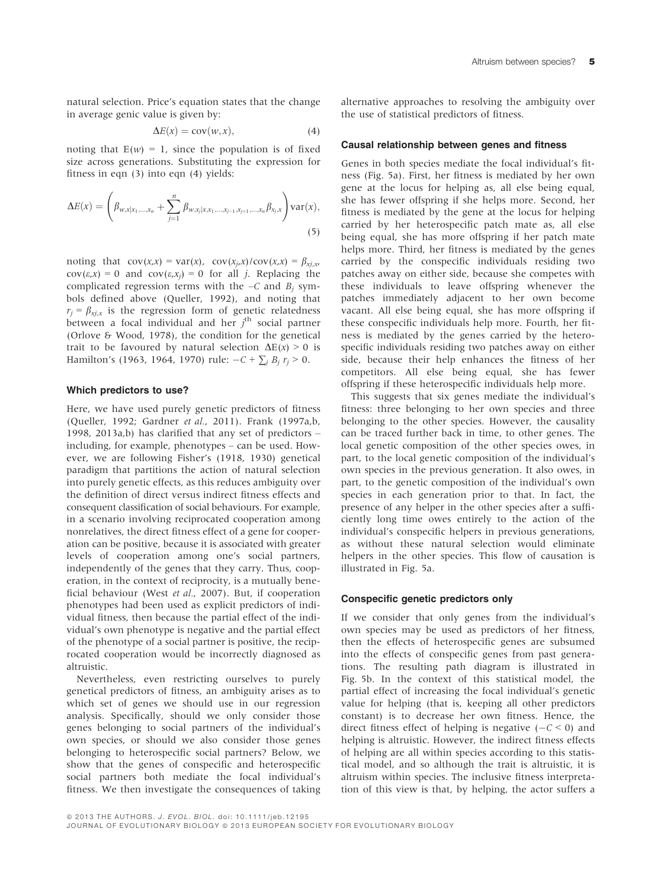natural selection. Price's equation states that the change in average genic value is given by:

$$\Delta E(x) = \mathrm{cov}(w, x), \tag{4}$$

noting that $E(w) = 1$, since the population is of fixed size across generations. Substituting the expression for fitness in eqn (3) into eqn (4) yields:

$$\Delta E(x) = \left( \beta_{w,x|x_1,\ldots,x_n} + \sum_{j=1}^{n} \beta_{w,x_j|x,x_1,\ldots,x_{j-1},x_{j+1},\ldots,x_n} \beta_{x_j,x} \right) \mathrm{var}(x), \tag{5}$$

noting that $\mathrm{cov}(x,x) = \mathrm{var}(x)$, $\mathrm{cov}(x_j,x)/\mathrm{cov}(x,x) = \beta_{xj,x}$, $\mathrm{cov}(\varepsilon,x) = 0$ and $\mathrm{cov}(\varepsilon,x_j) = 0$ for all $j$. Replacing the complicated regression terms with the $-C$ and $B_j$ symbols defined above (Queller, 1992), and noting that $r_j = \beta_{xj,x}$ is the regression form of genetic relatedness between a focal individual and her $j^{\mathrm{th}}$ social partner (Orlove & Wood, 1978), the condition for the genetical trait to be favoured by natural selection $\Delta E(x) > 0$ is Hamilton's (1963, 1964, 1970) rule: $-C + \sum_j B_j r_j > 0$.

### Which predictors to use?

Here, we have used purely genetic predictors of fitness (Queller, 1992; Gardner *et al.*, 2011). Frank (1997a,b, 1998, 2013a,b) has clarified that any set of predictors – including, for example, phenotypes – can be used. However, we are following Fisher's (1918, 1930) genetical paradigm that partitions the action of natural selection into purely genetic effects, as this reduces ambiguity over the definition of direct versus indirect fitness effects and consequent classification of social behaviours. For example, in a scenario involving reciprocated cooperation among nonrelatives, the direct fitness effect of a gene for cooperation can be positive, because it is associated with greater levels of cooperation among one's social partners, independently of the genes that they carry. Thus, cooperation, in the context of reciprocity, is a mutually beneficial behaviour (West *et al.*, 2007). But, if cooperation phenotypes had been used as explicit predictors of individual fitness, then because the partial effect of the individual's own phenotype is negative and the partial effect of the phenotype of a social partner is positive, the reciprocated cooperation would be incorrectly diagnosed as altruistic.

Nevertheless, even restricting ourselves to purely genetical predictors of fitness, an ambiguity arises as to which set of genes we should use in our regression analysis. Specifically, should we only consider those genes belonging to social partners of the individual's own species, or should we also consider those genes belonging to heterospecific social partners? Below, we show that the genes of conspecific and heterospecific social partners both mediate the focal individual's fitness. We then investigate the consequences of taking alternative approaches to resolving the ambiguity over the use of statistical predictors of fitness.

### Causal relationship between genes and fitness

Genes in both species mediate the focal individual's fitness (Fig. 5a). First, her fitness is mediated by her own gene at the locus for helping as, all else being equal, she has fewer offspring if she helps more. Second, her fitness is mediated by the gene at the locus for helping carried by her heterospecific patch mate as, all else being equal, she has more offspring if her patch mate helps more. Third, her fitness is mediated by the genes carried by the conspecific individuals residing two patches away on either side, because she competes with these individuals to leave offspring whenever the patches immediately adjacent to her own become vacant. All else being equal, she has more offspring if these conspecific individuals help more. Fourth, her fitness is mediated by the genes carried by the heterospecific individuals residing two patches away on either side, because their help enhances the fitness of her competitors. All else being equal, she has fewer offspring if these heterospecific individuals help more.

This suggests that six genes mediate the individual's fitness: three belonging to her own species and three belonging to the other species. However, the causality can be traced further back in time, to other genes. The local genetic composition of the other species owes, in part, to the local genetic composition of the individual's own species in the previous generation. It also owes, in part, to the genetic composition of the individual's own species in each generation prior to that. In fact, the presence of any helper in the other species after a sufficiently long time owes entirely to the action of the individual's conspecific helpers in previous generations, as without these natural selection would eliminate helpers in the other species. This flow of causation is illustrated in Fig. 5a.

### Conspecific genetic predictors only

If we consider that only genes from the individual's own species may be used as predictors of her fitness, then the effects of heterospecific genes are subsumed into the effects of conspecific genes from past generations. The resulting path diagram is illustrated in Fig. 5b. In the context of this statistical model, the partial effect of increasing the focal individual's genetic value for helping (that is, keeping all other predictors constant) is to decrease her own fitness. Hence, the direct fitness effect of helping is negative ($-C < 0$) and helping is altruistic. However, the indirect fitness effects of helping are all within species according to this statistical model, and so although the trait is altruistic, it is altruism within species. The inclusive fitness interpretation of this view is that, by helping, the actor suffers a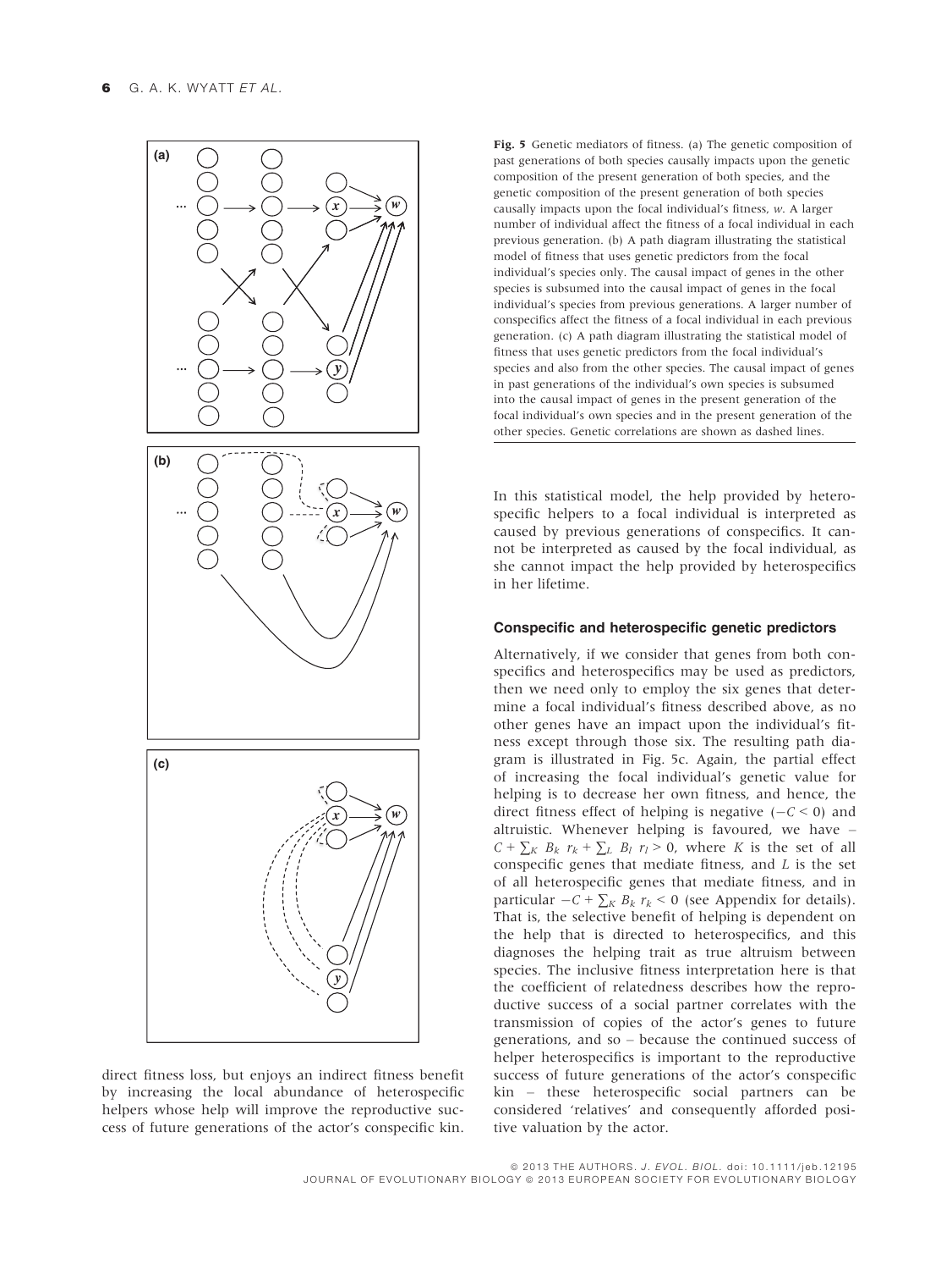(a)

...

$x$

$w$

...

$y$

(b)

...

$x$

$w$

(c)

$x$

$w$

$y$

**Fig. 5** Genetic mediators of fitness. (a) The genetic composition of past generations of both species causally impacts upon the genetic composition of the present generation of both species, and the genetic composition of the present generation of both species causally impacts upon the focal individual's fitness, $w$. A larger number of individual affect the fitness of a focal individual in each previous generation. (b) A path diagram illustrating the statistical model of fitness that uses genetic predictors from the focal individual's species only. The causal impact of genes in the other species is subsumed into the causal impact of genes in the focal individual's species from previous generations. A larger number of conspecifics affect the fitness of a focal individual in each previous generation. (c) A path diagram illustrating the statistical model of fitness that uses genetic predictors from the focal individual's species and also from the other species. The causal impact of genes in past generations of the individual's own species is subsumed into the causal impact of genes in the present generation of the focal individual's own species and in the present generation of the other species. Genetic correlations are shown as dashed lines.

direct fitness loss, but enjoys an indirect fitness benefit by increasing the local abundance of heterospecific helpers whose help will improve the reproductive success of future generations of the actor's conspecific kin. In this statistical model, the help provided by heterospecific helpers to a focal individual is interpreted as caused by previous generations of conspecifics. It cannot be interpreted as caused by the focal individual, as she cannot impact the help provided by heterospecifics in her lifetime.

### Conspecific and heterospecific genetic predictors

Alternatively, if we consider that genes from both conspecifics and heterospecifics may be used as predictors, then we need only to employ the six genes that determine a focal individual's fitness described above, as no other genes have an impact upon the individual's fitness except through those six. The resulting path diagram is illustrated in Fig. 5c. Again, the partial effect of increasing the focal individual's genetic value for helping is to decrease her own fitness, and hence, the direct fitness effect of helping is negative ($-C < 0$) and altruistic. Whenever helping is favoured, we have $-C + \sum_K B_k r_k + \sum_L B_l r_l > 0$, where $K$ is the set of all conspecific genes that mediate fitness, and $L$ is the set of all heterospecific genes that mediate fitness, and in particular $-C + \sum_K B_k r_k < 0$ (see Appendix for details). That is, the selective benefit of helping is dependent on the help that is directed to heterospecifics, and this diagnoses the helping trait as true altruism between species. The inclusive fitness interpretation here is that the coefficient of relatedness describes how the reproductive success of a social partner correlates with the transmission of copies of the actor's genes to future generations, and so – because the continued success of helper heterospecifics is important to the reproductive success of future generations of the actor's conspecific kin – these heterospecific social partners can be considered 'relatives' and consequently afforded positive valuation by the actor.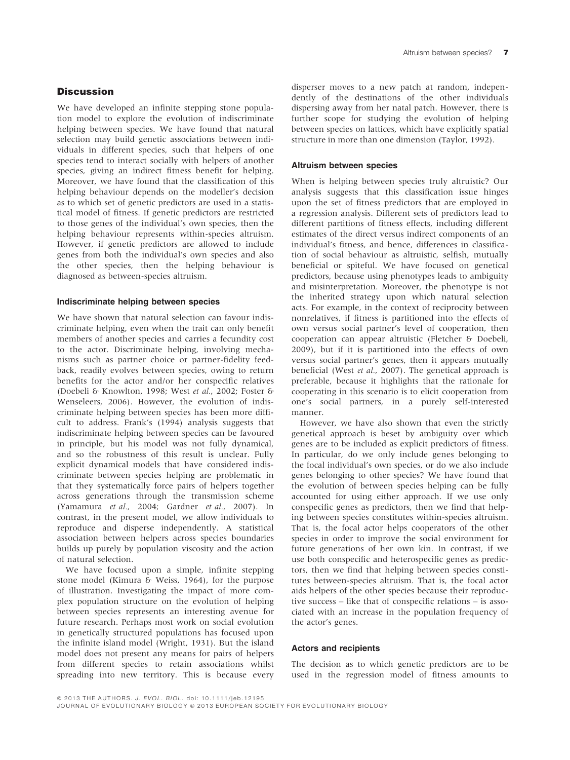## Discussion

We have developed an infinite stepping stone population model to explore the evolution of indiscriminate helping between species. We have found that natural selection may build genetic associations between individuals in different species, such that helpers of one species tend to interact socially with helpers of another species, giving an indirect fitness benefit for helping. Moreover, we have found that the classification of this helping behaviour depends on the modeller's decision as to which set of genetic predictors are used in a statistical model of fitness. If genetic predictors are restricted to those genes of the individual's own species, then the helping behaviour represents within-species altruism. However, if genetic predictors are allowed to include genes from both the individual's own species and also the other species, then the helping behaviour is diagnosed as between-species altruism.

### Indiscriminate helping between species

We have shown that natural selection can favour indiscriminate helping, even when the trait can only benefit members of another species and carries a fecundity cost to the actor. Discriminate helping, involving mechanisms such as partner choice or partner-fidelity feedback, readily evolves between species, owing to return benefits for the actor and/or her conspecific relatives (Doebeli & Knowlton, 1998; West *et al.*, 2002; Foster & Wenseleers, 2006). However, the evolution of indiscriminate helping between species has been more difficult to address. Frank's (1994) analysis suggests that indiscriminate helping between species can be favoured in principle, but his model was not fully dynamical, and so the robustness of this result is unclear. Fully explicit dynamical models that have considered indiscriminate between species helping are problematic in that they systematically force pairs of helpers together across generations through the transmission scheme (Yamamura *et al.*, 2004; Gardner *et al.*, 2007). In contrast, in the present model, we allow individuals to reproduce and disperse independently. A statistical association between helpers across species boundaries builds up purely by population viscosity and the action of natural selection.

We have focused upon a simple, infinite stepping stone model (Kimura & Weiss, 1964), for the purpose of illustration. Investigating the impact of more complex population structure on the evolution of helping between species represents an interesting avenue for future research. Perhaps most work on social evolution in genetically structured populations has focused upon the infinite island model (Wright, 1931). But the island model does not present any means for pairs of helpers from different species to retain associations whilst spreading into new territory. This is because every disperser moves to a new patch at random, independently of the destinations of the other individuals dispersing away from her natal patch. However, there is further scope for studying the evolution of helping between species on lattices, which have explicitly spatial structure in more than one dimension (Taylor, 1992).

### Altruism between species

When is helping between species truly altruistic? Our analysis suggests that this classification issue hinges upon the set of fitness predictors that are employed in a regression analysis. Different sets of predictors lead to different partitions of fitness effects, including different estimates of the direct versus indirect components of an individual's fitness, and hence, differences in classification of social behaviour as altruistic, selfish, mutually beneficial or spiteful. We have focused on genetical predictors, because using phenotypes leads to ambiguity and misinterpretation. Moreover, the phenotype is not the inherited strategy upon which natural selection acts. For example, in the context of reciprocity between nonrelatives, if fitness is partitioned into the effects of own versus social partner's level of cooperation, then cooperation can appear altruistic (Fletcher & Doebeli, 2009), but if it is partitioned into the effects of own versus social partner's genes, then it appears mutually beneficial (West *et al.*, 2007). The genetical approach is preferable, because it highlights that the rationale for cooperating in this scenario is to elicit cooperation from one's social partners, in a purely self-interested manner.

However, we have also shown that even the strictly genetical approach is beset by ambiguity over which genes are to be included as explicit predictors of fitness. In particular, do we only include genes belonging to the focal individual's own species, or do we also include genes belonging to other species? We have found that the evolution of between species helping can be fully accounted for using either approach. If we use only conspecific genes as predictors, then we find that helping between species constitutes within-species altruism. That is, the focal actor helps cooperators of the other species in order to improve the social environment for future generations of her own kin. In contrast, if we use both conspecific and heterospecific genes as predictors, then we find that helping between species constitutes between-species altruism. That is, the focal actor aids helpers of the other species because their reproductive success – like that of conspecific relations – is associated with an increase in the population frequency of the actor's genes.

### Actors and recipients

The decision as to which genetic predictors are to be used in the regression model of fitness amounts to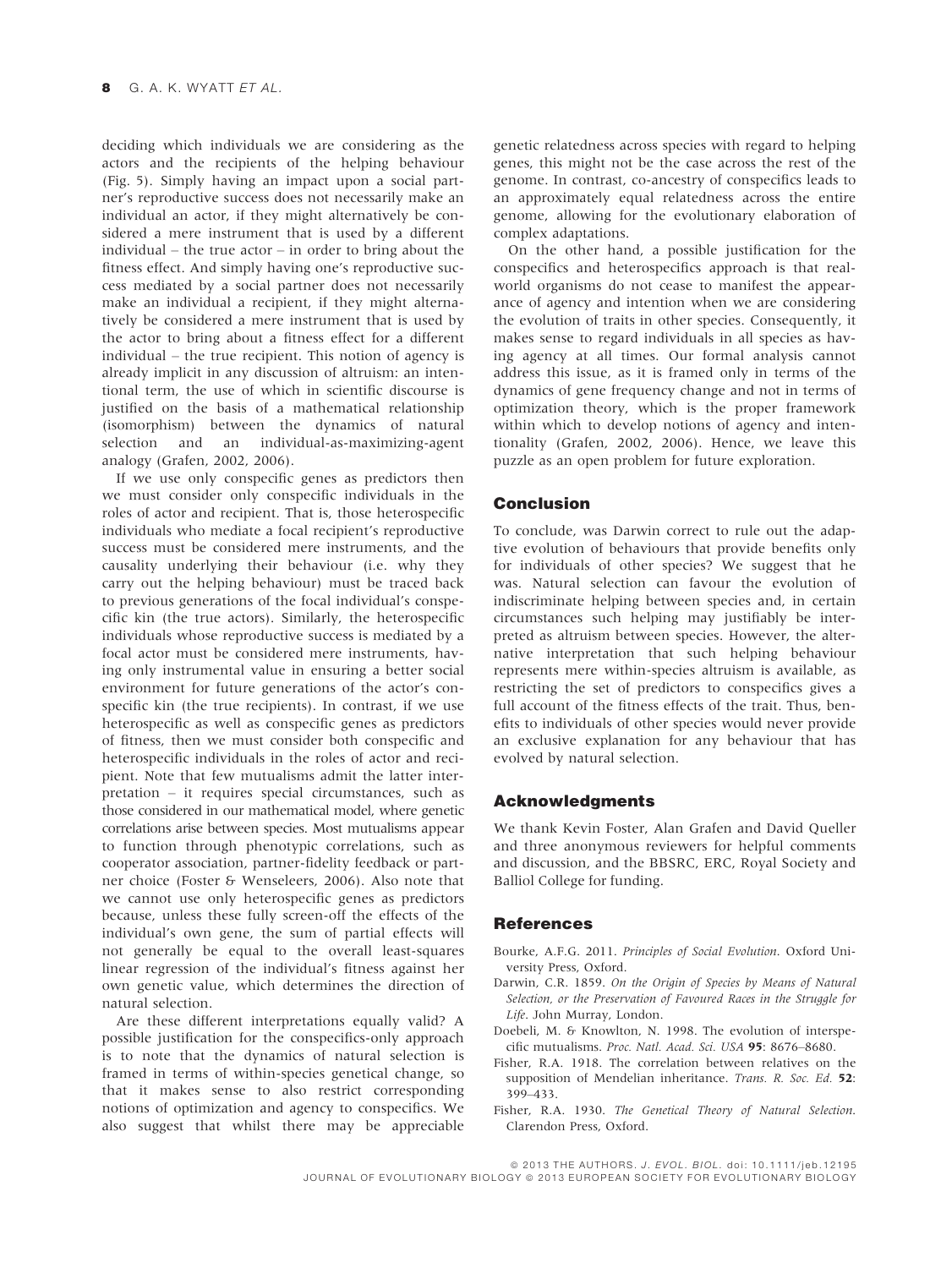deciding which individuals we are considering as the actors and the recipients of the helping behaviour (Fig. 5). Simply having an impact upon a social partner's reproductive success does not necessarily make an individual an actor, if they might alternatively be considered a mere instrument that is used by a different individual – the true actor – in order to bring about the fitness effect. And simply having one's reproductive success mediated by a social partner does not necessarily make an individual a recipient, if they might alternatively be considered a mere instrument that is used by the actor to bring about a fitness effect for a different individual – the true recipient. This notion of agency is already implicit in any discussion of altruism: an intentional term, the use of which in scientific discourse is justified on the basis of a mathematical relationship (isomorphism) between the dynamics of natural selection and an individual-as-maximizing-agent analogy (Grafen, 2002, 2006).

If we use only conspecific genes as predictors then we must consider only conspecific individuals in the roles of actor and recipient. That is, those heterospecific individuals who mediate a focal recipient's reproductive success must be considered mere instruments, and the causality underlying their behaviour (i.e. why they carry out the helping behaviour) must be traced back to previous generations of the focal individual's conspecific kin (the true actors). Similarly, the heterospecific individuals whose reproductive success is mediated by a focal actor must be considered mere instruments, having only instrumental value in ensuring a better social environment for future generations of the actor's conspecific kin (the true recipients). In contrast, if we use heterospecific as well as conspecific genes as predictors of fitness, then we must consider both conspecific and heterospecific individuals in the roles of actor and recipient. Note that few mutualisms admit the latter interpretation – it requires special circumstances, such as those considered in our mathematical model, where genetic correlations arise between species. Most mutualisms appear to function through phenotypic correlations, such as cooperator association, partner-fidelity feedback or partner choice (Foster & Wenseleers, 2006). Also note that we cannot use only heterospecific genes as predictors because, unless these fully screen-off the effects of the individual's own gene, the sum of partial effects will not generally be equal to the overall least-squares linear regression of the individual's fitness against her own genetic value, which determines the direction of natural selection.

Are these different interpretations equally valid? A possible justification for the conspecifics-only approach is to note that the dynamics of natural selection is framed in terms of within-species genetical change, so that it makes sense to also restrict corresponding notions of optimization and agency to conspecifics. We also suggest that whilst there may be appreciable genetic relatedness across species with regard to helping genes, this might not be the case across the rest of the genome. In contrast, co-ancestry of conspecifics leads to an approximately equal relatedness across the entire genome, allowing for the evolutionary elaboration of complex adaptations.

On the other hand, a possible justification for the conspecifics and heterospecifics approach is that real-world organisms do not cease to manifest the appearance of agency and intention when we are considering the evolution of traits in other species. Consequently, it makes sense to regard individuals in all species as having agency at all times. Our formal analysis cannot address this issue, as it is framed only in terms of the dynamics of gene frequency change and not in terms of optimization theory, which is the proper framework within which to develop notions of agency and intentionality (Grafen, 2002, 2006). Hence, we leave this puzzle as an open problem for future exploration.

## Conclusion

To conclude, was Darwin correct to rule out the adaptive evolution of behaviours that provide benefits only for individuals of other species? We suggest that he was. Natural selection can favour the evolution of indiscriminate helping between species and, in certain circumstances such helping may justifiably be interpreted as altruism between species. However, the alternative interpretation that such helping behaviour represents mere within-species altruism is available, as restricting the set of predictors to conspecifics gives a full account of the fitness effects of the trait. Thus, benefits to individuals of other species would never provide an exclusive explanation for any behaviour that has evolved by natural selection.

## Acknowledgments

We thank Kevin Foster, Alan Grafen and David Queller and three anonymous reviewers for helpful comments and discussion, and the BBSRC, ERC, Royal Society and Balliol College for funding.

## References

Bourke, A.F.G. 2011. *Principles of Social Evolution*. Oxford University Press, Oxford.

Darwin, C.R. 1859. *On the Origin of Species by Means of Natural Selection, or the Preservation of Favoured Races in the Struggle for Life*. John Murray, London.

Doebeli, M. & Knowlton, N. 1998. The evolution of interspecific mutualisms. *Proc. Natl. Acad. Sci. USA* **95**: 8676–8680.

Fisher, R.A. 1918. The correlation between relatives on the supposition of Mendelian inheritance. *Trans. R. Soc. Ed.* **52**: 399–433.

Fisher, R.A. 1930. *The Genetical Theory of Natural Selection*. Clarendon Press, Oxford.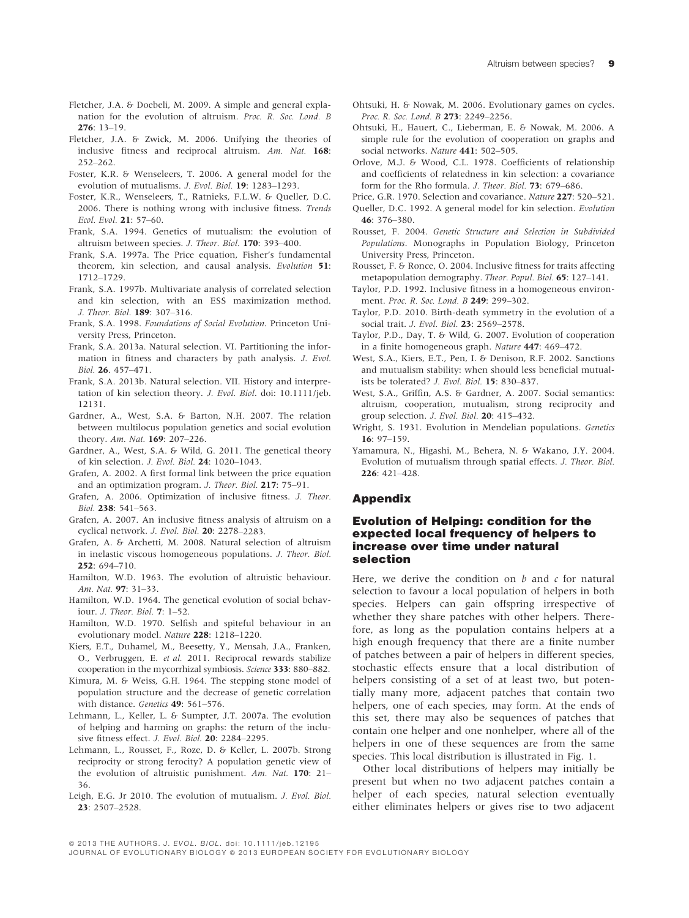Fletcher, J.A. & Doebeli, M. 2009. A simple and general explanation for the evolution of altruism. *Proc. R. Soc. Lond. B* **276**: 13–19.

Fletcher, J.A. & Zwick, M. 2006. Unifying the theories of inclusive fitness and reciprocal altruism. *Am. Nat.* **168**: 252–262.

Foster, K.R. & Wenseleers, T. 2006. A general model for the evolution of mutualisms. *J. Evol. Biol.* **19**: 1283–1293.

Foster, K.R., Wenseleers, T., Ratnieks, F.L.W. & Queller, D.C. 2006. There is nothing wrong with inclusive fitness. *Trends Ecol. Evol.* **21**: 57–60.

Frank, S.A. 1994. Genetics of mutualism: the evolution of altruism between species. *J. Theor. Biol.* **170**: 393–400.

Frank, S.A. 1997a. The Price equation, Fisher's fundamental theorem, kin selection, and causal analysis. *Evolution* **51**: 1712–1729.

Frank, S.A. 1997b. Multivariate analysis of correlated selection and kin selection, with an ESS maximization method. *J. Theor. Biol.* **189**: 307–316.

Frank, S.A. 1998. *Foundations of Social Evolution*. Princeton University Press, Princeton.

Frank, S.A. 2013a. Natural selection. VI. Partitioning the information in fitness and characters by path analysis. *J. Evol. Biol.* **26**. 457–471.

Frank, S.A. 2013b. Natural selection. VII. History and interpretation of kin selection theory. *J. Evol. Biol*. doi: 10.1111/jeb.12131.

Gardner, A., West, S.A. & Barton, N.H. 2007. The relation between multilocus population genetics and social evolution theory. *Am. Nat.* **169**: 207–226.

Gardner, A., West, S.A. & Wild, G. 2011. The genetical theory of kin selection. *J. Evol. Biol.* **24**: 1020–1043.

Grafen, A. 2002. A first formal link between the price equation and an optimization program. *J. Theor. Biol.* **217**: 75–91.

Grafen, A. 2006. Optimization of inclusive fitness. *J. Theor. Biol.* **238**: 541–563.

Grafen, A. 2007. An inclusive fitness analysis of altruism on a cyclical network. *J. Evol. Biol.* **20**: 2278–2283.

Grafen, A. & Archetti, M. 2008. Natural selection of altruism in inelastic viscous homogeneous populations. *J. Theor. Biol.* **252**: 694–710.

Hamilton, W.D. 1963. The evolution of altruistic behaviour. *Am. Nat.* **97**: 31–33.

Hamilton, W.D. 1964. The genetical evolution of social behaviour. *J. Theor. Biol.* **7**: 1–52.

Hamilton, W.D. 1970. Selfish and spiteful behaviour in an evolutionary model. *Nature* **228**: 1218–1220.

Kiers, E.T., Duhamel, M., Beesetty, Y., Mensah, J.A., Franken, O., Verbruggen, E. *et al.* 2011. Reciprocal rewards stabilize cooperation in the mycorrhizal symbiosis. *Science* **333**: 880–882.

Kimura, M. & Weiss, G.H. 1964. The stepping stone model of population structure and the decrease of genetic correlation with distance. *Genetics* **49**: 561–576.

Lehmann, L., Keller, L. & Sumpter, J.T. 2007a. The evolution of helping and harming on graphs: the return of the inclusive fitness effect. *J. Evol. Biol.* **20**: 2284–2295.

Lehmann, L., Rousset, F., Roze, D. & Keller, L. 2007b. Strong reciprocity or strong ferocity? A population genetic view of the evolution of altruistic punishment. *Am. Nat.* **170**: 21–36.

Leigh, E.G. Jr 2010. The evolution of mutualism. *J. Evol. Biol.* **23**: 2507–2528.

Ohtsuki, H. & Nowak, M. 2006. Evolutionary games on cycles. *Proc. R. Soc. Lond. B* **273**: 2249–2256.

Ohtsuki, H., Hauert, C., Lieberman, E. & Nowak, M. 2006. A simple rule for the evolution of cooperation on graphs and social networks. *Nature* **441**: 502–505.

Orlove, M.J. & Wood, C.L. 1978. Coefficients of relationship and coefficients of relatedness in kin selection: a covariance form for the Rho formula. *J. Theor. Biol.* **73**: 679–686.

Price, G.R. 1970. Selection and covariance. *Nature* **227**: 520–521.

Queller, D.C. 1992. A general model for kin selection. *Evolution* **46**: 376–380.

Rousset, F. 2004. *Genetic Structure and Selection in Subdivided Populations*. Monographs in Population Biology, Princeton University Press, Princeton.

Rousset, F. & Ronce, O. 2004. Inclusive fitness for traits affecting metapopulation demography. *Theor. Popul. Biol.* **65**: 127–141.

Taylor, P.D. 1992. Inclusive fitness in a homogeneous environment. *Proc. R. Soc. Lond. B* **249**: 299–302.

Taylor, P.D. 2010. Birth-death symmetry in the evolution of a social trait. *J. Evol. Biol.* **23**: 2569–2578.

Taylor, P.D., Day, T. & Wild, G. 2007. Evolution of cooperation in a finite homogeneous graph. *Nature* **447**: 469–472.

West, S.A., Kiers, E.T., Pen, I. & Denison, R.F. 2002. Sanctions and mutualism stability: when should less beneficial mutualists be tolerated? *J. Evol. Biol.* **15**: 830–837.

West, S.A., Griffin, A.S. & Gardner, A. 2007. Social semantics: altruism, cooperation, mutualism, strong reciprocity and group selection. *J. Evol. Biol.* **20**: 415–432.

Wright, S. 1931. Evolution in Mendelian populations. *Genetics* **16**: 97–159.

Yamamura, N., Higashi, M., Behera, N. & Wakano, J.Y. 2004. Evolution of mutualism through spatial effects. *J. Theor. Biol.* **226**: 421–428.

## Appendix

### Evolution of Helping: condition for the expected local frequency of helpers to increase over time under natural selection

Here, we derive the condition on $b$ and $c$ for natural selection to favour a local population of helpers in both species. Helpers can gain offspring irrespective of whether they share patches with other helpers. Therefore, as long as the population contains helpers at a high enough frequency that there are a finite number of patches between a pair of helpers in different species, stochastic effects ensure that a local distribution of helpers consisting of a set of at least two, but potentially many more, adjacent patches that contain two helpers, one of each species, may form. At the ends of this set, there may also be sequences of patches that contain one helper and one nonhelper, where all of the helpers in one of these sequences are from the same species. This local distribution is illustrated in Fig. 1.

Other local distributions of helpers may initially be present but when no two adjacent patches contain a helper of each species, natural selection eventually either eliminates helpers or gives rise to two adjacent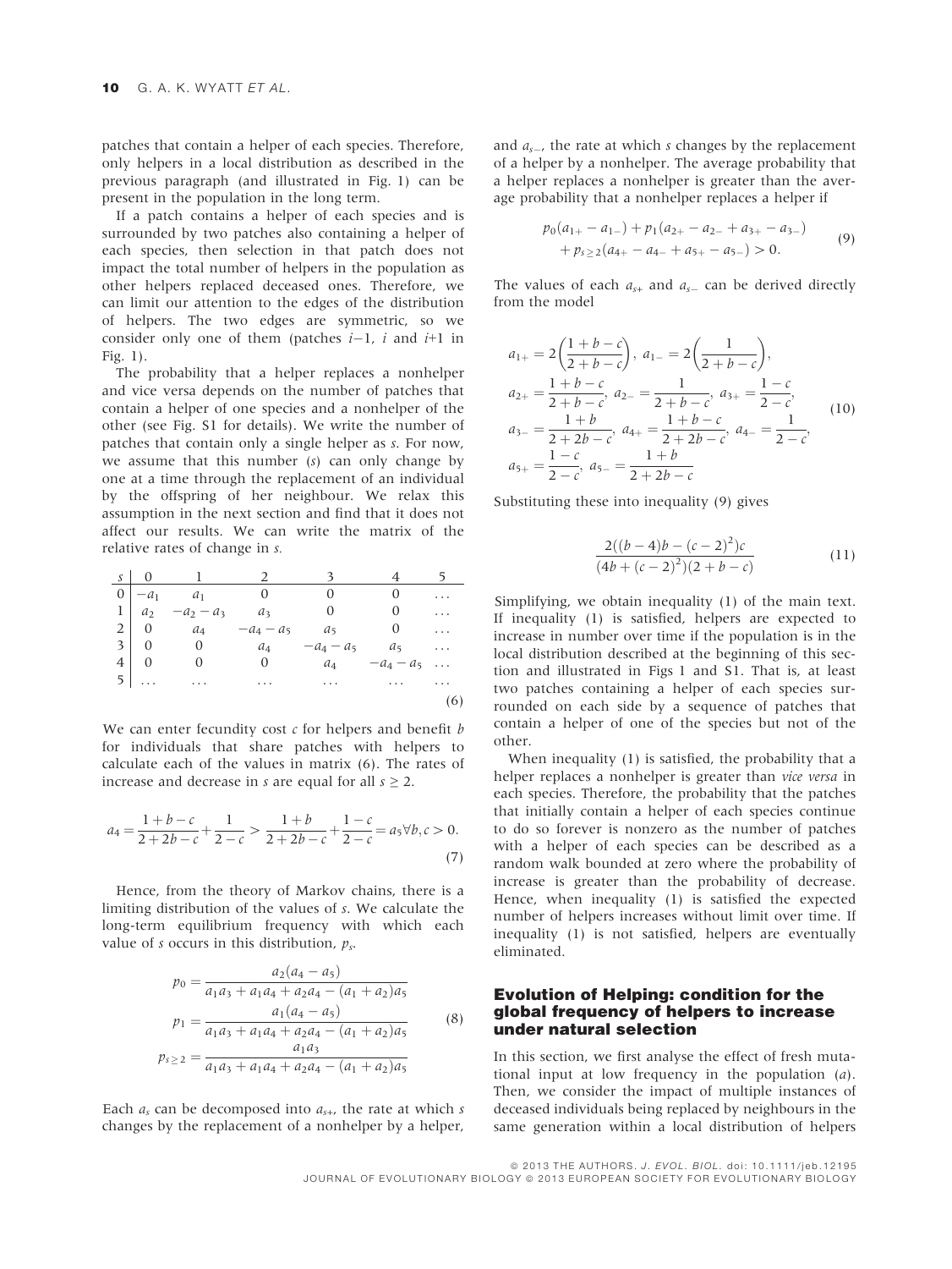patches that contain a helper of each species. Therefore, only helpers in a local distribution as described in the previous paragraph (and illustrated in Fig. 1) can be present in the population in the long term.

If a patch contains a helper of each species and is surrounded by two patches also containing a helper of each species, then selection in that patch does not impact the total number of helpers in the population as other helpers replaced deceased ones. Therefore, we can limit our attention to the edges of the distribution of helpers. The two edges are symmetric, so we consider only one of them (patches $i$−1, $i$ and $i$+1 in Fig. 1).

The probability that a helper replaces a nonhelper and vice versa depends on the number of patches that contain a helper of one species and a nonhelper of the other (see Fig. S1 for details). We write the number of patches that contain only a single helper as $s$. For now, we assume that this number ($s$) can only change by one at a time through the replacement of an individual by the offspring of her neighbour. We relax this assumption in the next section and find that it does not affect our results. We can write the matrix of the relative rates of change in $s$.

$$\begin{array}{c|cccccc} s & 0 & 1 & 2 & 3 & 4 & 5 \\ \hline 0 & -a_1 & a_1 & 0 & 0 & 0 & \dots \\ 1 & a_2 & -a_2-a_3 & a_3 & 0 & 0 & \dots \\ 2 & 0 & a_4 & -a_4-a_5 & a_5 & 0 & \dots \\ 3 & 0 & 0 & a_4 & -a_4-a_5 & a_5 & \dots \\ 4 & 0 & 0 & 0 & a_4 & -a_4-a_5 & \dots \\ 5 & \dots & \dots & \dots & \dots & \dots & \dots \end{array} \tag{6}$$

We can enter fecundity cost $c$ for helpers and benefit $b$ for individuals that share patches with helpers to calculate each of the values in matrix (6). The rates of increase and decrease in $s$ are equal for all $s \geq 2$.

$$a_4 = \frac{1+b-c}{2+2b-c} + \frac{1}{2-c} > \frac{1+b}{2+2b-c} + \frac{1-c}{2-c} = a_5 \forall b, c > 0. \tag{7}$$

Hence, from the theory of Markov chains, there is a limiting distribution of the values of $s$. We calculate the long-term equilibrium frequency with which each value of $s$ occurs in this distribution, $p_s$.

$$\begin{aligned} p_0 &= \frac{a_2(a_4 - a_5)}{a_1a_3 + a_1a_4 + a_2a_4 - (a_1 + a_2)a_5} \\ p_1 &= \frac{a_1(a_4 - a_5)}{a_1a_3 + a_1a_4 + a_2a_4 - (a_1 + a_2)a_5} \\ p_{s\geq 2} &= \frac{a_1a_3}{a_1a_3 + a_1a_4 + a_2a_4 - (a_1 + a_2)a_5} \end{aligned} \tag{8}$$

Each $a_s$ can be decomposed into $a_{s+}$, the rate at which $s$ changes by the replacement of a nonhelper by a helper, and $a_{s-}$, the rate at which $s$ changes by the replacement of a helper by a nonhelper. The average probability that a helper replaces a nonhelper is greater than the average probability that a nonhelper replaces a helper if

$$\begin{aligned} &p_0(a_{1+} - a_{1-}) + p_1(a_{2+} - a_{2-} + a_{3+} - a_{3-}) \\ &+ p_{s\geq 2}(a_{4+} - a_{4-} + a_{5+} - a_{5-}) > 0. \end{aligned} \tag{9}$$

The values of each $a_{s+}$ and $a_{s-}$ can be derived directly from the model

$$\begin{aligned} &a_{1+} = 2\left(\frac{1+b-c}{2+b-c}\right),\ a_{1-} = 2\left(\frac{1}{2+b-c}\right), \\ &a_{2+} = \frac{1+b-c}{2+b-c},\ a_{2-} = \frac{1}{2+b-c},\ a_{3+} = \frac{1-c}{2-c}, \\ &a_{3-} = \frac{1+b}{2+2b-c},\ a_{4+} = \frac{1+b-c}{2+2b-c},\ a_{4-} = \frac{1}{2-c}, \\ &a_{5+} = \frac{1-c}{2-c},\ a_{5-} = \frac{1+b}{2+2b-c} \end{aligned} \tag{10}$$

Substituting these into inequality (9) gives

$$\frac{2((b-4)b-(c-2)^2)c}{(4b+(c-2)^2)(2+b-c)} \tag{11}$$

Simplifying, we obtain inequality (1) of the main text. If inequality (1) is satisfied, helpers are expected to increase in number over time if the population is in the local distribution described at the beginning of this section and illustrated in Figs 1 and S1. That is, at least two patches containing a helper of each species surrounded on each side by a sequence of patches that contain a helper of one of the species but not of the other.

When inequality (1) is satisfied, the probability that a helper replaces a nonhelper is greater than *vice versa* in each species. Therefore, the probability that the patches that initially contain a helper of each species continue to do so forever is nonzero as the number of patches with a helper of each species can be described as a random walk bounded at zero where the probability of increase is greater than the probability of decrease. Hence, when inequality (1) is satisfied the expected number of helpers increases without limit over time. If inequality (1) is not satisfied, helpers are eventually eliminated.

### Evolution of Helping: condition for the global frequency of helpers to increase under natural selection

In this section, we first analyse the effect of fresh mutational input at low frequency in the population (*a*). Then, we consider the impact of multiple instances of deceased individuals being replaced by neighbours in the same generation within a local distribution of helpers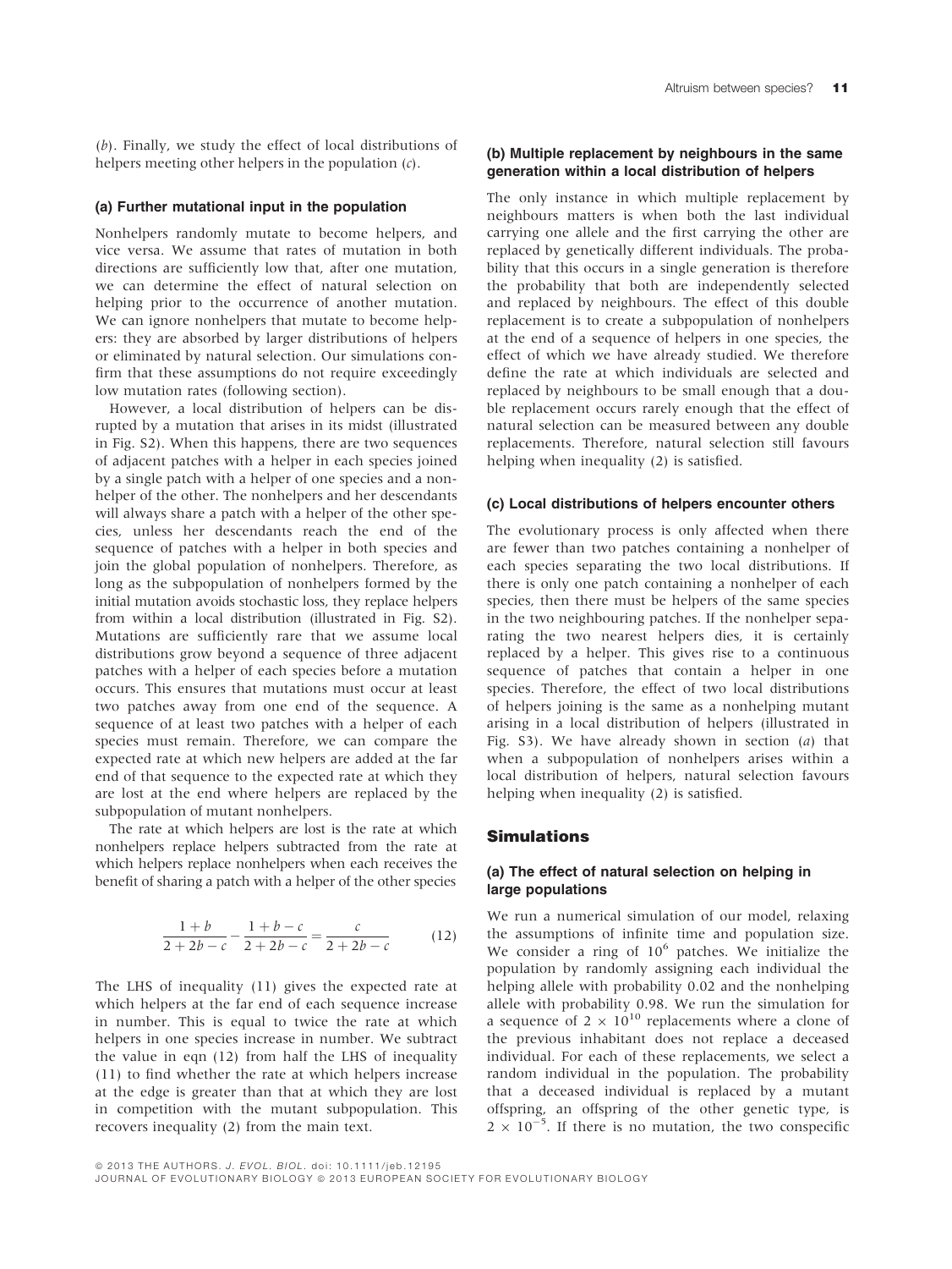(*b*). Finally, we study the effect of local distributions of helpers meeting other helpers in the population (*c*).

### (a) Further mutational input in the population

Nonhelpers randomly mutate to become helpers, and vice versa. We assume that rates of mutation in both directions are sufficiently low that, after one mutation, we can determine the effect of natural selection on helping prior to the occurrence of another mutation. We can ignore nonhelpers that mutate to become helpers: they are absorbed by larger distributions of helpers or eliminated by natural selection. Our simulations confirm that these assumptions do not require exceedingly low mutation rates (following section).

However, a local distribution of helpers can be disrupted by a mutation that arises in its midst (illustrated in Fig. S2). When this happens, there are two sequences of adjacent patches with a helper in each species joined by a single patch with a helper of one species and a nonhelper of the other. The nonhelpers and her descendants will always share a patch with a helper of the other species, unless her descendants reach the end of the sequence of patches with a helper in both species and join the global population of nonhelpers. Therefore, as long as the subpopulation of nonhelpers formed by the initial mutation avoids stochastic loss, they replace helpers from within a local distribution (illustrated in Fig. S2). Mutations are sufficiently rare that we assume local distributions grow beyond a sequence of three adjacent patches with a helper of each species before a mutation occurs. This ensures that mutations must occur at least two patches away from one end of the sequence. A sequence of at least two patches with a helper of each species must remain. Therefore, we can compare the expected rate at which new helpers are added at the far end of that sequence to the expected rate at which they are lost at the end where helpers are replaced by the subpopulation of mutant nonhelpers.

The rate at which helpers are lost is the rate at which nonhelpers replace helpers subtracted from the rate at which helpers replace nonhelpers when each receives the benefit of sharing a patch with a helper of the other species

$$\frac{1+b}{2+2b-c} - \frac{1+b-c}{2+2b-c} = \frac{c}{2+2b-c} \qquad (12)$$

The LHS of inequality (11) gives the expected rate at which helpers at the far end of each sequence increase in number. This is equal to twice the rate at which helpers in one species increase in number. We subtract the value in eqn (12) from half the LHS of inequality (11) to find whether the rate at which helpers increase at the edge is greater than that at which they are lost in competition with the mutant subpopulation. This recovers inequality (2) from the main text.

### (b) Multiple replacement by neighbours in the same generation within a local distribution of helpers

The only instance in which multiple replacement by neighbours matters is when both the last individual carrying one allele and the first carrying the other are replaced by genetically different individuals. The probability that this occurs in a single generation is therefore the probability that both are independently selected and replaced by neighbours. The effect of this double replacement is to create a subpopulation of nonhelpers at the end of a sequence of helpers in one species, the effect of which we have already studied. We therefore define the rate at which individuals are selected and replaced by neighbours to be small enough that a double replacement occurs rarely enough that the effect of natural selection can be measured between any double replacements. Therefore, natural selection still favours helping when inequality (2) is satisfied.

### (c) Local distributions of helpers encounter others

The evolutionary process is only affected when there are fewer than two patches containing a nonhelper of each species separating the two local distributions. If there is only one patch containing a nonhelper of each species, then there must be helpers of the same species in the two neighbouring patches. If the nonhelper separating the two nearest helpers dies, it is certainly replaced by a helper. This gives rise to a continuous sequence of patches that contain a helper in one species. Therefore, the effect of two local distributions of helpers joining is the same as a nonhelping mutant arising in a local distribution of helpers (illustrated in Fig. S3). We have already shown in section (*a*) that when a subpopulation of nonhelpers arises within a local distribution of helpers, natural selection favours helping when inequality (2) is satisfied.

## Simulations

### (a) The effect of natural selection on helping in large populations

We run a numerical simulation of our model, relaxing the assumptions of infinite time and population size. We consider a ring of $10^6$ patches. We initialize the population by randomly assigning each individual the helping allele with probability 0.02 and the nonhelping allele with probability 0.98. We run the simulation for a sequence of $2 \times 10^{10}$ replacements where a clone of the previous inhabitant does not replace a deceased individual. For each of these replacements, we select a random individual in the population. The probability that a deceased individual is replaced by a mutant offspring, an offspring of the other genetic type, is $2 \times 10^{-5}$. If there is no mutation, the two conspecific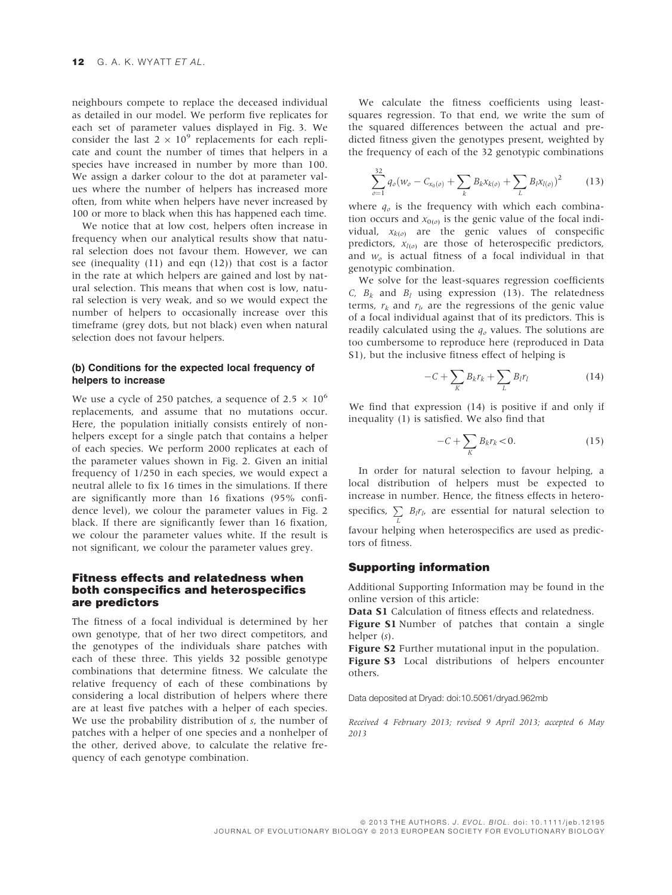neighbours compete to replace the deceased individual as detailed in our model. We perform five replicates for each set of parameter values displayed in Fig. 3. We consider the last $2 \times 10^9$ replacements for each replicate and count the number of times that helpers in a species have increased in number by more than 100. We assign a darker colour to the dot at parameter values where the number of helpers has increased more often, from white when helpers have never increased by 100 or more to black when this has happened each time.

We notice that at low cost, helpers often increase in frequency when our analytical results show that natural selection does not favour them. However, we can see (inequality (11) and eqn (12)) that cost is a factor in the rate at which helpers are gained and lost by natural selection. This means that when cost is low, natural selection is very weak, and so we would expect the number of helpers to occasionally increase over this timeframe (grey dots, but not black) even when natural selection does not favour helpers.

### (b) Conditions for the expected local frequency of helpers to increase

We use a cycle of 250 patches, a sequence of $2.5 \times 10^6$ replacements, and assume that no mutations occur. Here, the population initially consists entirely of nonhelpers except for a single patch that contains a helper of each species. We perform 2000 replicates at each of the parameter values shown in Fig. 2. Given an initial frequency of 1/250 in each species, we would expect a neutral allele to fix 16 times in the simulations. If there are significantly more than 16 fixations (95% confidence level), we colour the parameter values in Fig. 2 black. If there are significantly fewer than 16 fixation, we colour the parameter values white. If the result is not significant, we colour the parameter values grey.

## Fitness effects and relatedness when both conspecifics and heterospecifics are predictors

The fitness of a focal individual is determined by her own genotype, that of her two direct competitors, and the genotypes of the individuals share patches with each of these three. This yields 32 possible genotype combinations that determine fitness. We calculate the relative frequency of each of these combinations by considering a local distribution of helpers where there are at least five patches with a helper of each species. We use the probability distribution of $s$, the number of patches with a helper of one species and a nonhelper of the other, derived above, to calculate the relative frequency of each genotype combination.

We calculate the fitness coefficients using least-squares regression. To that end, we write the sum of the squared differences between the actual and predicted fitness given the genotypes present, weighted by the frequency of each of the 32 genotypic combinations

$$\sum_{o=1}^{32} q_o \big(w_o - C_{x_{0}(o)} + \sum_k B_k x_{k(o)} + \sum_L B_l x_{l(o)}\big)^2 \qquad (13)$$

where $q_o$ is the frequency with which each combination occurs and $x_{0(o)}$ is the genic value of the focal individual, $x_{k(o)}$ are the genic values of conspecific predictors, $x_{l(o)}$ are those of heterospecific predictors, and $w_o$ is actual fitness of a focal individual in that genotypic combination.

We solve for the least-squares regression coefficients $C$, $B_k$ and $B_l$ using expression (13). The relatedness terms, $r_k$ and $r_l$, are the regressions of the genic value of a focal individual against that of its predictors. This is readily calculated using the $q_o$ values. The solutions are too cumbersome to reproduce here (reproduced in Data S1), but the inclusive fitness effect of helping is

$$-C + \sum_K B_k r_k + \sum_L B_l r_l \qquad (14)$$

We find that expression (14) is positive if and only if inequality (1) is satisfied. We also find that

$$-C + \sum_K B_k r_k < 0. \qquad (15)$$

In order for natural selection to favour helping, a local distribution of helpers must be expected to increase in number. Hence, the fitness effects in heterospecifics, $\sum_L B_l r_l$, are essential for natural selection to favour helping when heterospecifics are used as predictors of fitness.

## Supporting information

Additional Supporting Information may be found in the online version of this article:

**Data S1** Calculation of fitness effects and relatedness.

**Figure S1** Number of patches that contain a single helper ($s$).

**Figure S2** Further mutational input in the population.

**Figure S3** Local distributions of helpers encounter others.

Data deposited at Dryad: doi:10.5061/dryad.962mb

*Received 4 February 2013; revised 9 April 2013; accepted 6 May 2013*